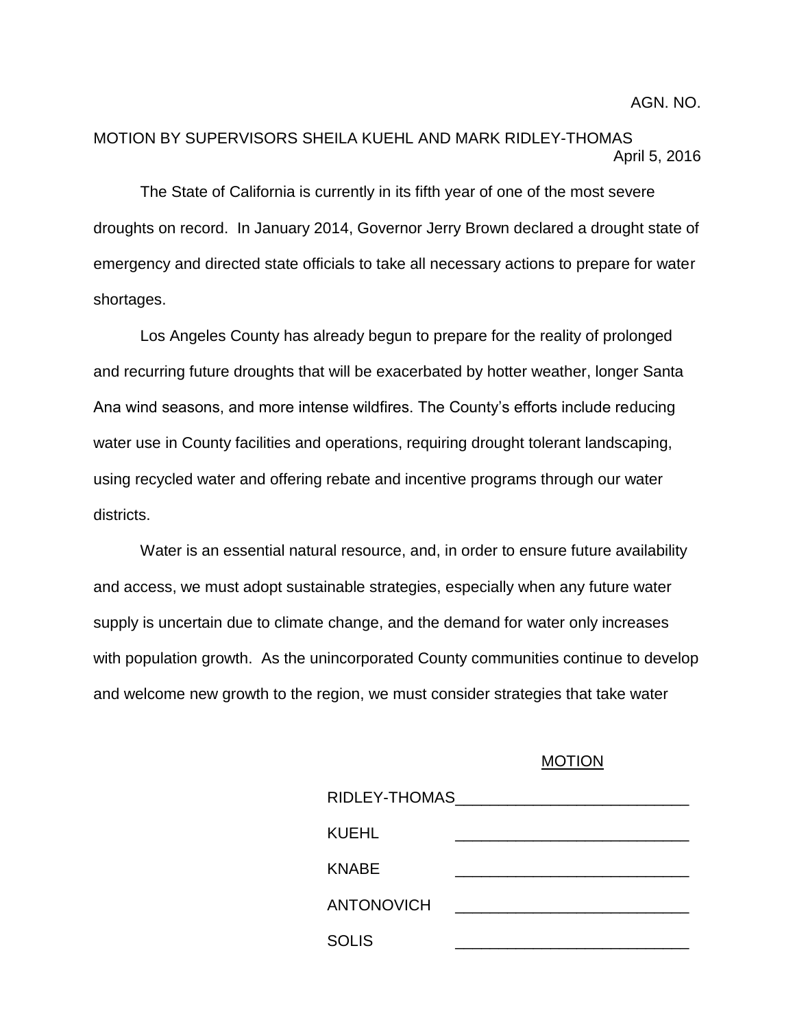AGN. NO.

MOTION BY SUPERVISORS SHEILA KUEHL AND MARK RIDLEY-THOMAS

April 5, 2016

The State of California is currently in its fifth year of one of the most severe droughts on record. In January 2014, Governor Jerry Brown declared a drought state of emergency and directed state officials to take all necessary actions to prepare for water shortages.

Los Angeles County has already begun to prepare for the reality of prolonged and recurring future droughts that will be exacerbated by hotter weather, longer Santa Ana wind seasons, and more intense wildfires. The County's efforts include reducing water use in County facilities and operations, requiring drought tolerant landscaping, using recycled water and offering rebate and incentive programs through our water districts.

Water is an essential natural resource, and, in order to ensure future availability and access, we must adopt sustainable strategies, especially when any future water supply is uncertain due to climate change, and the demand for water only increases with population growth. As the unincorporated County communities continue to develop and welcome new growth to the region, we must consider strategies that take water

MOTION

| | |
|---|---|
| RIDLEY-THOMAS | \_\_\_\_\_\_\_\_\_\_\_\_\_\_\_\_\_\_\_\_\_\_\_\_\_\_\_ |
| KUEHL | \_\_\_\_\_\_\_\_\_\_\_\_\_\_\_\_\_\_\_\_\_\_\_\_\_\_\_ |
| KNABE | \_\_\_\_\_\_\_\_\_\_\_\_\_\_\_\_\_\_\_\_\_\_\_\_\_\_\_ |
| ANTONOVICH | \_\_\_\_\_\_\_\_\_\_\_\_\_\_\_\_\_\_\_\_\_\_\_\_\_\_\_ |
| SOLIS | \_\_\_\_\_\_\_\_\_\_\_\_\_\_\_\_\_\_\_\_\_\_\_\_\_\_\_ |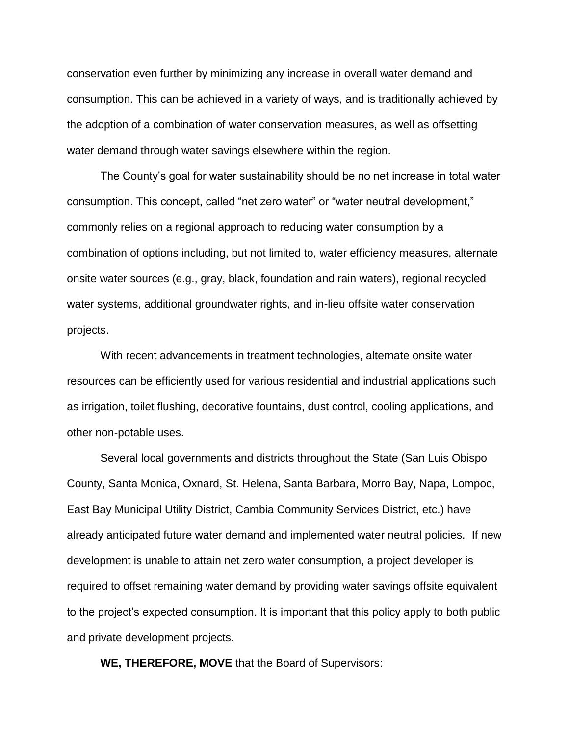conservation even further by minimizing any increase in overall water demand and consumption. This can be achieved in a variety of ways, and is traditionally achieved by the adoption of a combination of water conservation measures, as well as offsetting water demand through water savings elsewhere within the region.

The County's goal for water sustainability should be no net increase in total water consumption. This concept, called "net zero water" or "water neutral development," commonly relies on a regional approach to reducing water consumption by a combination of options including, but not limited to, water efficiency measures, alternate onsite water sources (e.g., gray, black, foundation and rain waters), regional recycled water systems, additional groundwater rights, and in-lieu offsite water conservation projects.

With recent advancements in treatment technologies, alternate onsite water resources can be efficiently used for various residential and industrial applications such as irrigation, toilet flushing, decorative fountains, dust control, cooling applications, and other non-potable uses.

Several local governments and districts throughout the State (San Luis Obispo County, Santa Monica, Oxnard, St. Helena, Santa Barbara, Morro Bay, Napa, Lompoc, East Bay Municipal Utility District, Cambia Community Services District, etc.) have already anticipated future water demand and implemented water neutral policies. If new development is unable to attain net zero water consumption, a project developer is required to offset remaining water demand by providing water savings offsite equivalent to the project's expected consumption. It is important that this policy apply to both public and private development projects.

**WE, THEREFORE, MOVE** that the Board of Supervisors: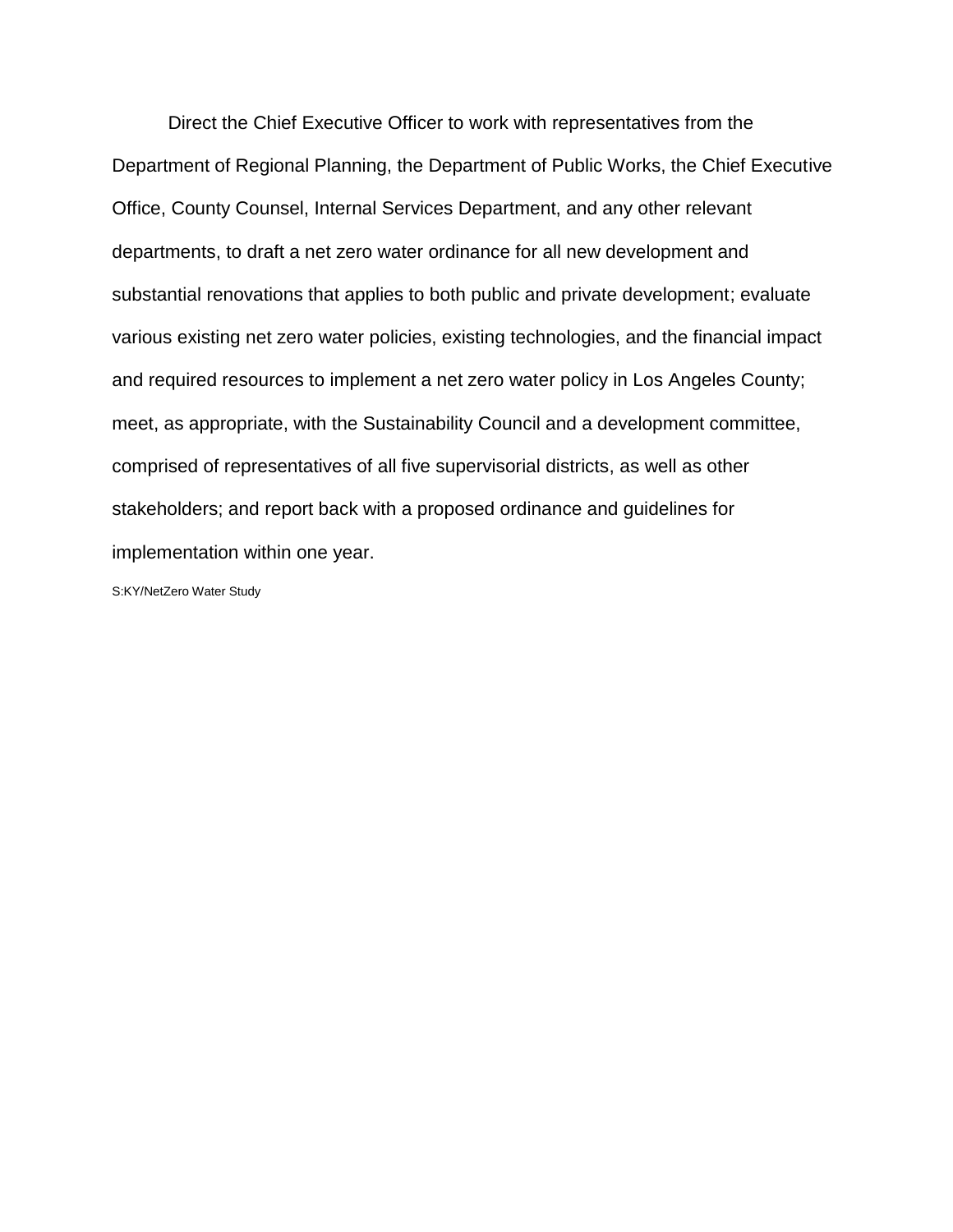Direct the Chief Executive Officer to work with representatives from the Department of Regional Planning, the Department of Public Works, the Chief Executive Office, County Counsel, Internal Services Department, and any other relevant departments, to draft a net zero water ordinance for all new development and substantial renovations that applies to both public and private development; evaluate various existing net zero water policies, existing technologies, and the financial impact and required resources to implement a net zero water policy in Los Angeles County; meet, as appropriate, with the Sustainability Council and a development committee, comprised of representatives of all five supervisorial districts, as well as other stakeholders; and report back with a proposed ordinance and guidelines for implementation within one year.

S:KY/NetZero Water Study